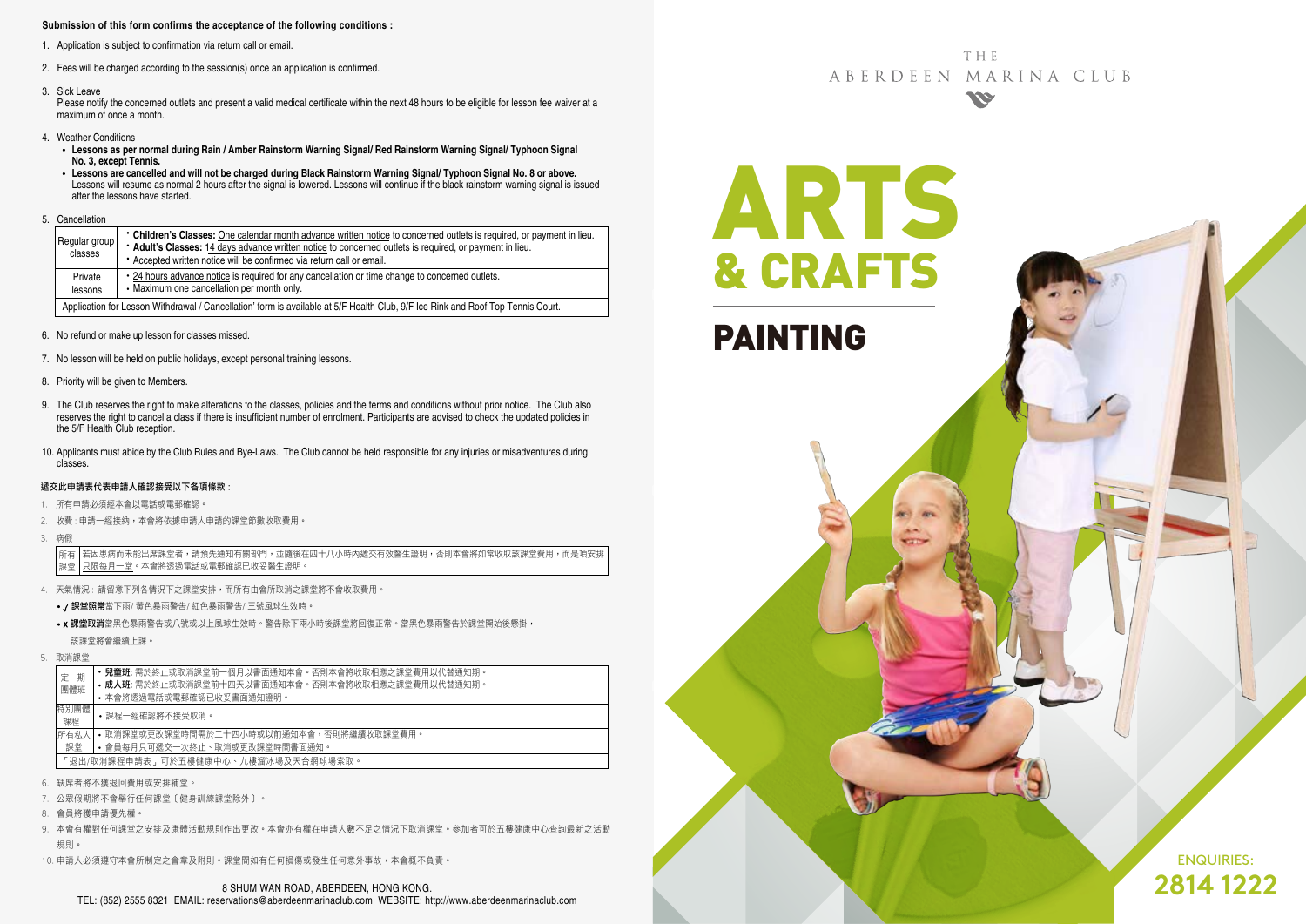**Submission of this form confirms the acceptance of the following conditions :**

1. Application is subject to confirmation via return call or email.
2. Fees will be charged according to the session(s) once an application is confirmed.
3. Sick Leave
   Please notify the concerned outlets and present a valid medical certificate within the next 48 hours to be eligible for lesson fee waiver at a maximum of once a month.
4. Weather Conditions
   - **Lessons as per normal during Rain / Amber Rainstorm Warning Signal/ Red Rainstorm Warning Signal/ Typhoon Signal No. 3, except Tennis.**
   - **Lessons are cancelled and will not be charged during Black Rainstorm Warning Signal/ Typhoon Signal No. 8 or above.** Lessons will resume as normal 2 hours after the signal is lowered. Lessons will continue if the black rainstorm warning signal is issued after the lessons have started.
5. Cancellation

| | |
|---|---|
| Regular group classes | • **Children's Classes:** One calendar month advance written notice to concerned outlets is required, or payment in lieu.<br>• **Adult's Classes:** 14 days advance written notice to concerned outlets is required, or payment in lieu.<br>• Accepted written notice will be confirmed via return call or email. |
| Private lessons | • 24 hours advance notice is required for any cancellation or time change to concerned outlets.<br>• Maximum one cancellation per month only. |
| Application for Lesson Withdrawal / Cancellation' form is available at 5/F Health Club, 9/F Ice Rink and Roof Top Tennis Court. | |

6. No refund or make up lesson for classes missed.
7. No lesson will be held on public holidays, except personal training lessons.
8. Priority will be given to Members.
9. The Club reserves the right to make alterations to the classes, policies and the terms and conditions without prior notice. The Club also reserves the right to cancel a class if there is insufficient number of enrolment. Participants are advised to check the updated policies in the 5/F Health Club reception.
10. Applicants must abide by the Club Rules and Bye-Laws. The Club cannot be held responsible for any injuries or misadventures during classes.

**遞交此申請表代表申請人確認接受以下各項條款：**

1. 所有申請必須經本會以電話或電郵確認。
2. 收費：申請一經接納，本會將依據申請人申請的課堂節數收取費用。
3. 病假

| | |
|---|---|
| 所有課堂 | 若因患病而未能出席課堂者，請預先通知有關部門，並隨後在四十八小時內遞交有效醫生證明，否則本會將如常收取該課堂費用，而是項安排只限每月一堂。本會將透過電話或電郵確認已收妥醫生證明。 |

4. 天氣情況：請留意下列各情況下之課堂安排，而所有由會所取消之課堂將不會收取費用。
   - ✓ **課堂照常**當下雨/ 黃色暴雨警告/ 紅色暴雨警告/ 三號風球生效時。
   - x **課堂取消**當黑色暴雨警告或八號或以上風球生效時。警告除下兩小時後課堂將回復正常。當黑色暴雨警告於課堂開始後懸掛，該課堂將會繼續上課。
5. 取消課堂

| | |
|---|---|
| 定期團體班 | • **兒童班:** 需於終止或取消課堂前一個月以書面通知本會。否則本會將收取相應之課堂費用以代替通知期。<br>• **成人班:** 需於終止或取消課堂前十四天以書面通知本會。否則本會將收取相應之課堂費用以代替通知期。<br>• 本會將透過電話或電郵確認已收妥書面通知證明。 |
| 特別團體課程 | • 課程一經確認將不接受取消。 |
| 所有私人課堂 | • 取消課堂或更改課堂時間需於二十四小時或以前通知本會，否則將繼續收取課堂費用。<br>• 會員每月只可遞交一次終止、取消或更改課堂時間書面通知。 |
| 「退出/取消課程申請表」可於五樓健康中心、九樓溜冰場及天台網球場索取。 | |

6. 缺席者將不獲退回費用或安排補堂。
7. 公眾假期將不會舉行任何課堂〔健身訓練課堂除外〕。
8. 會員將獲申請優先權。
9. 本會有權對任何課堂之安排及康體活動規則作出更改。本會亦有權在申請人數不足之情況下取消課堂。參加者可於五樓健康中心查詢最新之活動規則。
10. 申請人必須遵守本會所制定之會章及附則。課堂間如有任何損傷或發生任何意外事故，本會概不負責。

8 SHUM WAN ROAD, ABERDEEN, HONG KONG.
TEL: (852) 2555 8321 EMAIL: reservations@aberdeenmarinaclub.com WEBSITE: http://www.aberdeenmarinaclub.com

THE ABERDEEN MARINA CLUB

# ARTS & CRAFTS

## PAINTING

ENQUIRIES:
**2814 1222**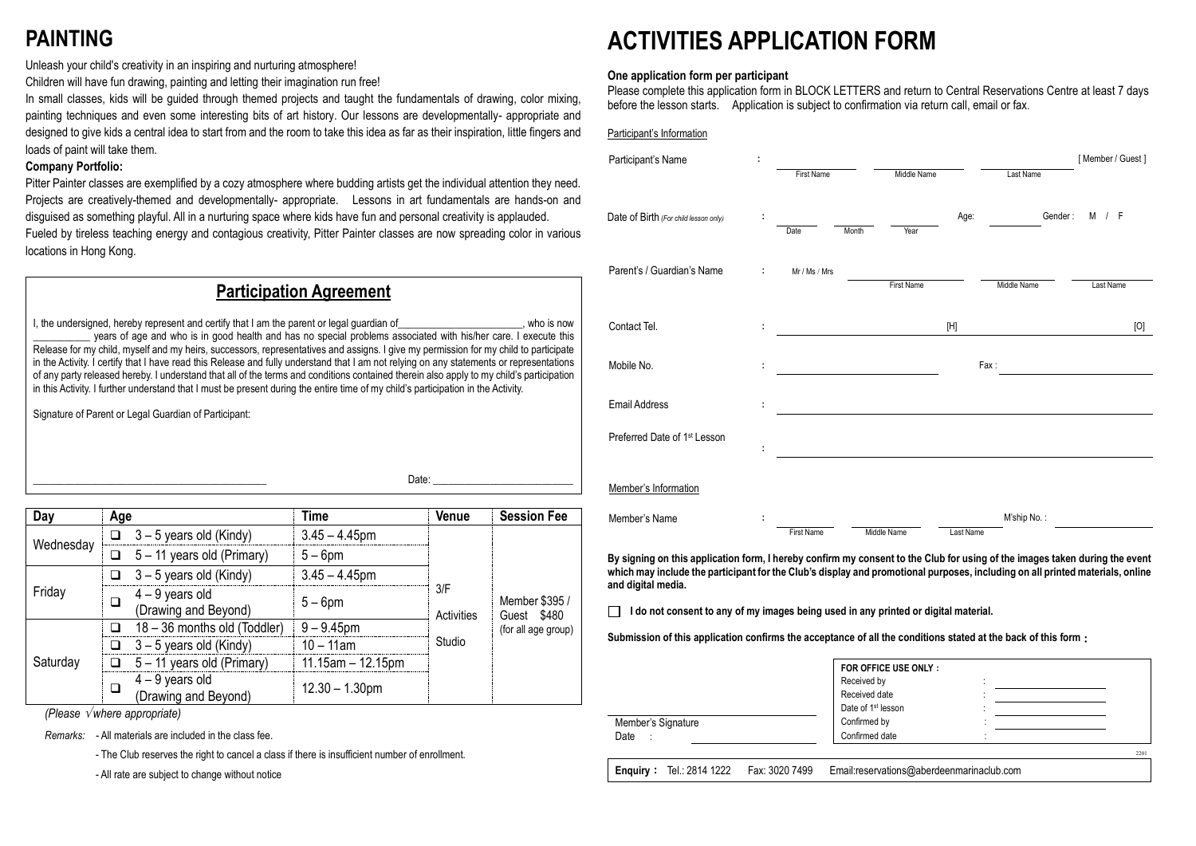# PAINTING

Unleash your child's creativity in an inspiring and nurturing atmosphere!

Children will have fun drawing, painting and letting their imagination run free!

In small classes, kids will be guided through themed projects and taught the fundamentals of drawing, color mixing, painting techniques and even some interesting bits of art history. Our lessons are developmentally- appropriate and designed to give kids a central idea to start from and the room to take this idea as far as their inspiration, little fingers and loads of paint will take them.

**Company Portfolio:**

Pitter Painter classes are exemplified by a cozy atmosphere where budding artists get the individual attention they need. Projects are creatively-themed and developmentally- appropriate. Lessons in art fundamentals are hands-on and disguised as something playful. All in a nurturing space where kids have fun and personal creativity is applauded.

Fueled by tireless teaching energy and contagious creativity, Pitter Painter classes are now spreading color in various locations in Hong Kong.

## Participation Agreement

I, the undersigned, hereby represent and certify that I am the parent or legal guardian of________________________, who is now __________ years of age and who is in good health and has no special problems associated with his/her care. I execute this Release for my child, myself and my heirs, successors, representatives and assigns. I give my permission for my child to participate in the Activity. I certify that I have read this Release and fully understand that I am not relying on any statements or representations of any party released hereby. I understand that all of the terms and conditions contained therein also apply to my child's participation in this Activity. I further understand that I must be present during the entire time of my child's participation in the Activity.

Signature of Parent or Legal Guardian of Participant:

__________________________________________ Date: _________________________

| Day | Age | Time | Venue | Session Fee |
|---|---|---|---|---|
| Wednesday | ❑ 3 – 5 years old (Kindy) | 3.45 – 4.45pm | 3/F Activities Studio | Member $395 / Guest $480 (for all age group) |
| | ❑ 5 – 11 years old (Primary) | 5 – 6pm | | |
| Friday | ❑ 3 – 5 years old (Kindy) | 3.45 – 4.45pm | | |
| | ❑ 4 – 9 years old (Drawing and Beyond) | 5 – 6pm | | |
| Saturday | ❑ 18 – 36 months old (Toddler) | 9 – 9.45pm | | |
| | ❑ 3 – 5 years old (Kindy) | 10 – 11am | | |
| | ❑ 5 – 11 years old (Primary) | 11.15am – 12.15pm | | |
| | ❑ 4 – 9 years old (Drawing and Beyond) | 12.30 – 1.30pm | | |

*(Please √ where appropriate)*

*Remarks:* - All materials are included in the class fee.

- The Club reserves the right to cancel a class if there is insufficient number of enrollment.
- All rate are subject to change without notice

# ACTIVITIES APPLICATION FORM

**One application form per participant**

Please complete this application form in BLOCK LETTERS and return to Central Reservations Centre at least 7 days before the lesson starts. Application is subject to confirmation via return call, email or fax.

Participant's Information

Participant's Name : __________ First Name __________ Middle Name __________ Last Name [ Member / Guest ]

Date of Birth *(For child lesson only)* : ______ Date ______ Month ______ Year Age: ______ Gender : M / F

Parent's / Guardian's Name : Mr / Ms / Mrs __________ First Name __________ Middle Name __________ Last Name

Contact Tel. : ____________________ [H] ____________________ [O]

Mobile No. : ____________________ Fax : ____________________

Email Address : ________________________________________

Preferred Date of 1st Lesson : ________________________________________

Member's Information

Member's Name : __________ First Name __________ Middle Name __________ Last Name M'ship No. : __________

**By signing on this application form, I hereby confirm my consent to the Club for using of the images taken during the event which may include the participant for the Club's display and promotional purposes, including on all printed materials, online and digital media.**

☐ **I do not consent to any of my images being used in any printed or digital material.**

**Submission of this application confirms the acceptance of all the conditions stated at the back of this form :**

____________________
Member's Signature
Date : ____________________

**FOR OFFICE USE ONLY :**

Received by : ____________________
Received date : ____________________
Date of 1st lesson : ____________________
Confirmed by : ____________________
Confirmed date : ____________________

2201

**Enquiry :** Tel.: 2814 1222 Fax: 3020 7499 Email:reservations@aberdeenmarinaclub.com